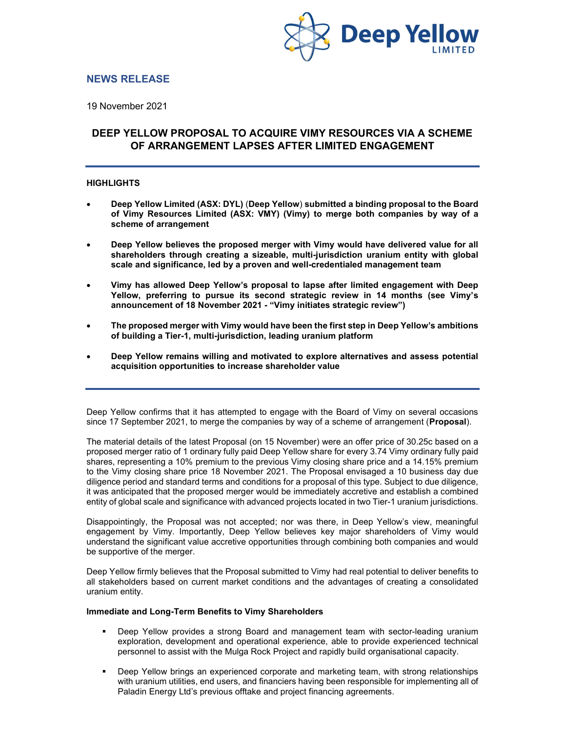## NEWS RELEASE

19 November 2021

# DEEP YELLOW PROPOSAL TO ACQUIRE VIMY RESOURCES VIA A SCHEME OF ARRANGEMENT LAPSES AFTER LIMITED ENGAGEMENT

### HIGHLIGHTS

- **Deep Yellow Limited (ASX: DYL)** (**Deep Yellow**) **submitted a binding proposal to the Board of Vimy Resources Limited (ASX: VMY) (Vimy) to merge both companies by way of a scheme of arrangement**
- **Deep Yellow believes the proposed merger with Vimy would have delivered value for all shareholders through creating a sizeable, multi-jurisdiction uranium entity with global scale and significance, led by a proven and well-credentialed management team**
- **Vimy has allowed Deep Yellow's proposal to lapse after limited engagement with Deep Yellow, preferring to pursue its second strategic review in 14 months (see Vimy's announcement of 18 November 2021 - "Vimy initiates strategic review")**
- **The proposed merger with Vimy would have been the first step in Deep Yellow's ambitions of building a Tier-1, multi-jurisdiction, leading uranium platform**
- **Deep Yellow remains willing and motivated to explore alternatives and assess potential acquisition opportunities to increase shareholder value**

Deep Yellow confirms that it has attempted to engage with the Board of Vimy on several occasions since 17 September 2021, to merge the companies by way of a scheme of arrangement (**Proposal**).

The material details of the latest Proposal (on 15 November) were an offer price of 30.25c based on a proposed merger ratio of 1 ordinary fully paid Deep Yellow share for every 3.74 Vimy ordinary fully paid shares, representing a 10% premium to the previous Vimy closing share price and a 14.15% premium to the Vimy closing share price 18 November 2021. The Proposal envisaged a 10 business day due diligence period and standard terms and conditions for a proposal of this type. Subject to due diligence, it was anticipated that the proposed merger would be immediately accretive and establish a combined entity of global scale and significance with advanced projects located in two Tier-1 uranium jurisdictions.

Disappointingly, the Proposal was not accepted; nor was there, in Deep Yellow's view, meaningful engagement by Vimy. Importantly, Deep Yellow believes key major shareholders of Vimy would understand the significant value accretive opportunities through combining both companies and would be supportive of the merger.

Deep Yellow firmly believes that the Proposal submitted to Vimy had real potential to deliver benefits to all stakeholders based on current market conditions and the advantages of creating a consolidated uranium entity.

### Immediate and Long-Term Benefits to Vimy Shareholders

- Deep Yellow provides a strong Board and management team with sector-leading uranium exploration, development and operational experience, able to provide experienced technical personnel to assist with the Mulga Rock Project and rapidly build organisational capacity.
- Deep Yellow brings an experienced corporate and marketing team, with strong relationships with uranium utilities, end users, and financiers having been responsible for implementing all of Paladin Energy Ltd's previous offtake and project financing agreements.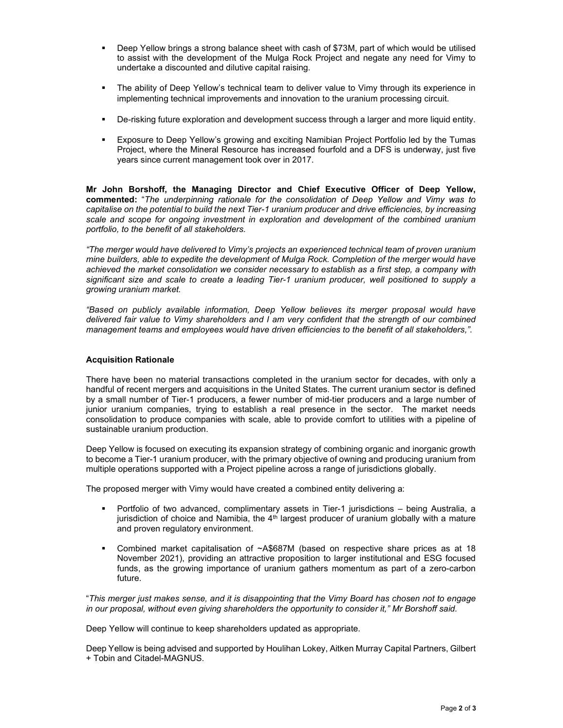- Deep Yellow brings a strong balance sheet with cash of $73M, part of which would be utilised to assist with the development of the Mulga Rock Project and negate any need for Vimy to undertake a discounted and dilutive capital raising.

- The ability of Deep Yellow's technical team to deliver value to Vimy through its experience in implementing technical improvements and innovation to the uranium processing circuit.

- De-risking future exploration and development success through a larger and more liquid entity.

- Exposure to Deep Yellow's growing and exciting Namibian Project Portfolio led by the Tumas Project, where the Mineral Resource has increased fourfold and a DFS is underway, just five years since current management took over in 2017.

**Mr John Borshoff, the Managing Director and Chief Executive Officer of Deep Yellow, commented:** "*The underpinning rationale for the consolidation of Deep Yellow and Vimy was to capitalise on the potential to build the next Tier-1 uranium producer and drive efficiencies, by increasing scale and scope for ongoing investment in exploration and development of the combined uranium portfolio, to the benefit of all stakeholders.*

*"The merger would have delivered to Vimy's projects an experienced technical team of proven uranium mine builders, able to expedite the development of Mulga Rock. Completion of the merger would have achieved the market consolidation we consider necessary to establish as a first step, a company with significant size and scale to create a leading Tier-1 uranium producer, well positioned to supply a growing uranium market.*

*"Based on publicly available information, Deep Yellow believes its merger proposal would have delivered fair value to Vimy shareholders and I am very confident that the strength of our combined management teams and employees would have driven efficiencies to the benefit of all stakeholders,".*

### Acquisition Rationale

There have been no material transactions completed in the uranium sector for decades, with only a handful of recent mergers and acquisitions in the United States. The current uranium sector is defined by a small number of Tier-1 producers, a fewer number of mid-tier producers and a large number of junior uranium companies, trying to establish a real presence in the sector. The market needs consolidation to produce companies with scale, able to provide comfort to utilities with a pipeline of sustainable uranium production.

Deep Yellow is focused on executing its expansion strategy of combining organic and inorganic growth to become a Tier-1 uranium producer, with the primary objective of owning and producing uranium from multiple operations supported with a Project pipeline across a range of jurisdictions globally.

The proposed merger with Vimy would have created a combined entity delivering a:

- Portfolio of two advanced, complimentary assets in Tier-1 jurisdictions – being Australia, a jurisdiction of choice and Namibia, the 4th largest producer of uranium globally with a mature and proven regulatory environment.

- Combined market capitalisation of ~A$687M (based on respective share prices as at 18 November 2021), providing an attractive proposition to larger institutional and ESG focused funds, as the growing importance of uranium gathers momentum as part of a zero-carbon future.

"*This merger just makes sense, and it is disappointing that the Vimy Board has chosen not to engage in our proposal, without even giving shareholders the opportunity to consider it," Mr Borshoff said.*

Deep Yellow will continue to keep shareholders updated as appropriate.

Deep Yellow is being advised and supported by Houlihan Lokey, Aitken Murray Capital Partners, Gilbert + Tobin and Citadel-MAGNUS.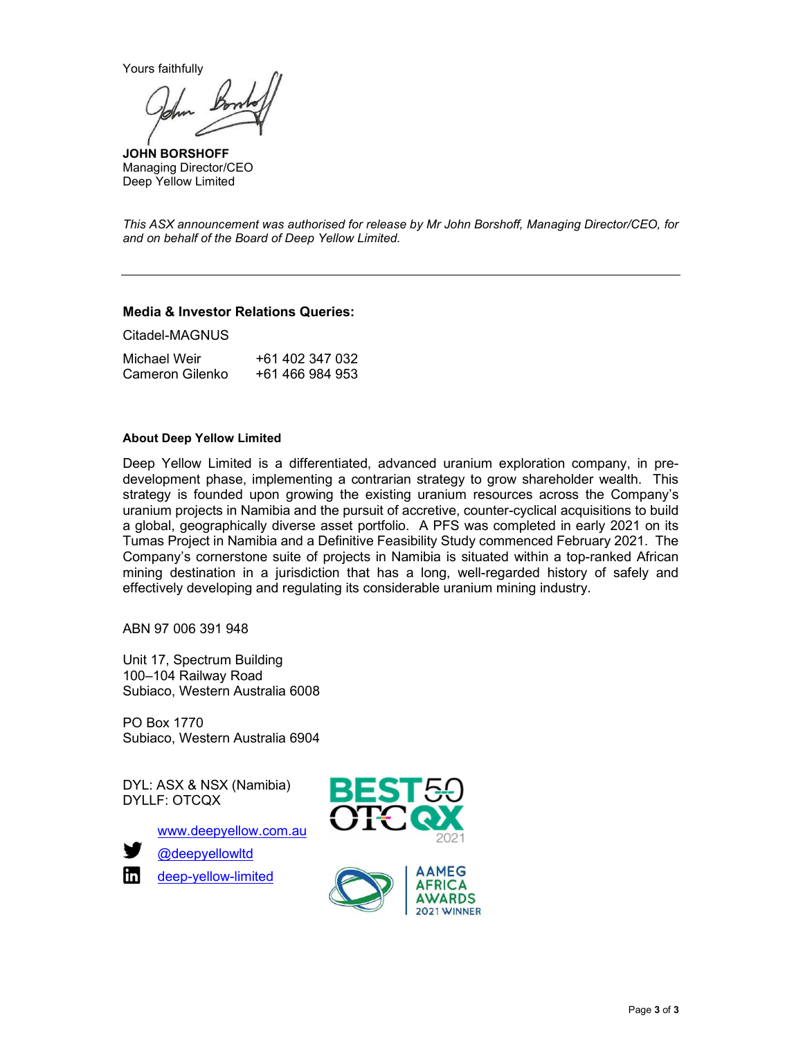Yours faithfully

**JOHN BORSHOFF**
Managing Director/CEO
Deep Yellow Limited

*This ASX announcement was authorised for release by Mr John Borshoff, Managing Director/CEO, for and on behalf of the Board of Deep Yellow Limited.*

---

### Media & Investor Relations Queries:

Citadel-MAGNUS

| | |
|---|---|
| Michael Weir | +61 402 347 032 |
| Cameron Gilenko | +61 466 984 953 |

#### About Deep Yellow Limited

Deep Yellow Limited is a differentiated, advanced uranium exploration company, in pre-development phase, implementing a contrarian strategy to grow shareholder wealth. This strategy is founded upon growing the existing uranium resources across the Company's uranium projects in Namibia and the pursuit of accretive, counter-cyclical acquisitions to build a global, geographically diverse asset portfolio. A PFS was completed in early 2021 on its Tumas Project in Namibia and a Definitive Feasibility Study commenced February 2021. The Company's cornerstone suite of projects in Namibia is situated within a top-ranked African mining destination in a jurisdiction that has a long, well-regarded history of safely and effectively developing and regulating its considerable uranium mining industry.

ABN 97 006 391 948

Unit 17, Spectrum Building
100–104 Railway Road
Subiaco, Western Australia 6008

PO Box 1770
Subiaco, Western Australia 6904

DYL: ASX & NSX (Namibia)
DYLLF: OTCQX

www.deepyellow.com.au
@deepyellowltd
deep-yellow-limited

BEST 50 OTCQX 2021

AAMEG AFRICA AWARDS 2021 WINNER